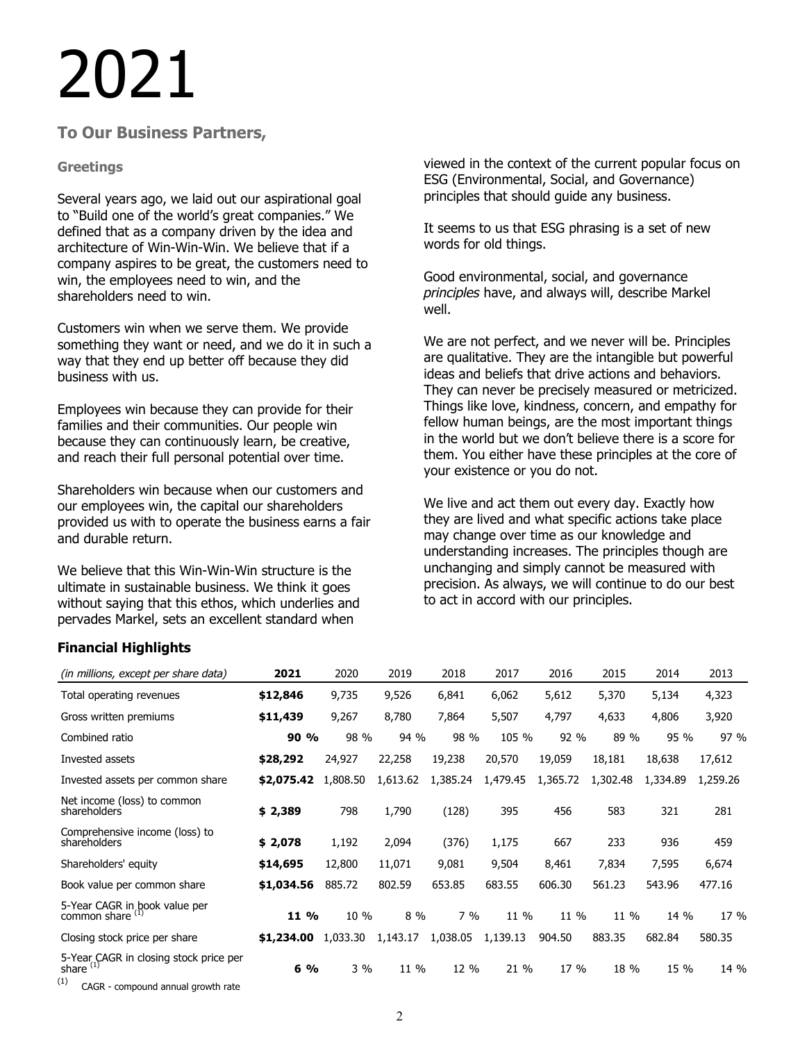# 2021

## To Our Business Partners,

### Greetings

Several years ago, we laid out our aspirational goal to "Build one of the world's great companies." We defined that as a company driven by the idea and architecture of Win-Win-Win. We believe that if a company aspires to be great, the customers need to win, the employees need to win, and the shareholders need to win.

Customers win when we serve them. We provide something they want or need, and we do it in such a way that they end up better off because they did business with us.

Employees win because they can provide for their families and their communities. Our people win because they can continuously learn, be creative, and reach their full personal potential over time.

Shareholders win because when our customers and our employees win, the capital our shareholders provided us with to operate the business earns a fair and durable return.

We believe that this Win-Win-Win structure is the ultimate in sustainable business. We think it goes without saying that this ethos, which underlies and pervades Markel, sets an excellent standard when viewed in the context of the current popular focus on ESG (Environmental, Social, and Governance) principles that should guide any business.

It seems to us that ESG phrasing is a set of new words for old things.

Good environmental, social, and governance *principles* have, and always will, describe Markel well.

We are not perfect, and we never will be. Principles are qualitative. They are the intangible but powerful ideas and beliefs that drive actions and behaviors. They can never be precisely measured or metricized. Things like love, kindness, concern, and empathy for fellow human beings, are the most important things in the world but we don't believe there is a score for them. You either have these principles at the core of your existence or you do not.

We live and act them out every day. Exactly how they are lived and what specific actions take place may change over time as our knowledge and understanding increases. The principles though are unchanging and simply cannot be measured with precision. As always, we will continue to do our best to act in accord with our principles.

### Financial Highlights

| *(in millions, except per share data)* | **2021** | 2020 | 2019 | 2018 | 2017 | 2016 | 2015 | 2014 | 2013 |
|---|---|---|---|---|---|---|---|---|---|
| Total operating revenues | **$12,846** | 9,735 | 9,526 | 6,841 | 6,062 | 5,612 | 5,370 | 5,134 | 4,323 |
| Gross written premiums | **$11,439** | 9,267 | 8,780 | 7,864 | 5,507 | 4,797 | 4,633 | 4,806 | 3,920 |
| Combined ratio | **90 %** | 98 % | 94 % | 98 % | 105 % | 92 % | 89 % | 95 % | 97 % |
| Invested assets | **$28,292** | 24,927 | 22,258 | 19,238 | 20,570 | 19,059 | 18,181 | 18,638 | 17,612 |
| Invested assets per common share | **$2,075.42** | 1,808.50 | 1,613.62 | 1,385.24 | 1,479.45 | 1,365.72 | 1,302.48 | 1,334.89 | 1,259.26 |
| Net income (loss) to common shareholders | **$ 2,389** | 798 | 1,790 | (128) | 395 | 456 | 583 | 321 | 281 |
| Comprehensive income (loss) to shareholders | **$ 2,078** | 1,192 | 2,094 | (376) | 1,175 | 667 | 233 | 936 | 459 |
| Shareholders' equity | **$14,695** | 12,800 | 11,071 | 9,081 | 9,504 | 8,461 | 7,834 | 7,595 | 6,674 |
| Book value per common share | **$1,034.56** | 885.72 | 802.59 | 653.85 | 683.55 | 606.30 | 561.23 | 543.96 | 477.16 |
| 5-Year CAGR in book value per common share [1] | **11 %** | 10 % | 8 % | 7 % | 11 % | 11 % | 11 % | 14 % | 17 % |
| Closing stock price per share | **$1,234.00** | 1,033.30 | 1,143.17 | 1,038.05 | 1,139.13 | 904.50 | 883.35 | 682.84 | 580.35 |
| 5-Year CAGR in closing stock price per share [1] | **6 %** | 3 % | 11 % | 12 % | 21 % | 17 % | 18 % | 15 % | 14 % |

[1] CAGR - compound annual growth rate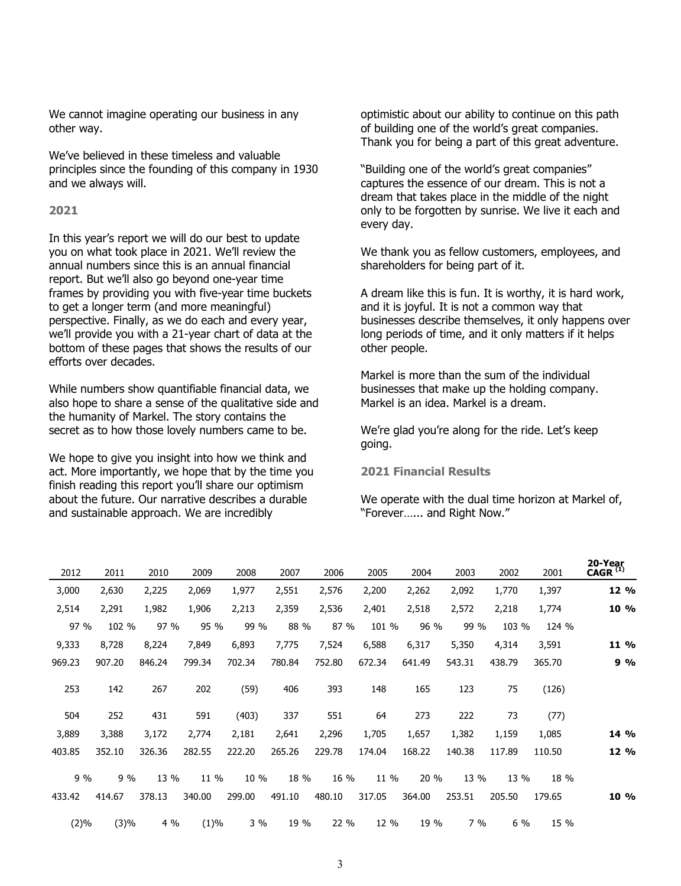We cannot imagine operating our business in any other way.

We've believed in these timeless and valuable principles since the founding of this company in 1930 and we always will.

### 2021

In this year's report we will do our best to update you on what took place in 2021. We'll review the annual numbers since this is an annual financial report. But we'll also go beyond one-year time frames by providing you with five-year time buckets to get a longer term (and more meaningful) perspective. Finally, as we do each and every year, we'll provide you with a 21-year chart of data at the bottom of these pages that shows the results of our efforts over decades.

While numbers show quantifiable financial data, we also hope to share a sense of the qualitative side and the humanity of Markel. The story contains the secret as to how those lovely numbers came to be.

We hope to give you insight into how we think and act. More importantly, we hope that by the time you finish reading this report you'll share our optimism about the future. Our narrative describes a durable and sustainable approach. We are incredibly optimistic about our ability to continue on this path of building one of the world's great companies. Thank you for being a part of this great adventure.

"Building one of the world's great companies" captures the essence of our dream. This is not a dream that takes place in the middle of the night only to be forgotten by sunrise. We live it each and every day.

We thank you as fellow customers, employees, and shareholders for being part of it.

A dream like this is fun. It is worthy, it is hard work, and it is joyful. It is not a common way that businesses describe themselves, it only happens over long periods of time, and it only matters if it helps other people.

Markel is more than the sum of the individual businesses that make up the holding company. Markel is an idea. Markel is a dream.

We're glad you're along for the ride. Let's keep going.

### 2021 Financial Results

We operate with the dual time horizon at Markel of, "Forever…... and Right Now."

| 2012 | 2011 | 2010 | 2009 | 2008 | 2007 | 2006 | 2005 | 2004 | 2003 | 2002 | 2001 | 20-Year CAGR [1] |
|---|---|---|---|---|---|---|---|---|---|---|---|---|
| 3,000 | 2,630 | 2,225 | 2,069 | 1,977 | 2,551 | 2,576 | 2,200 | 2,262 | 2,092 | 1,770 | 1,397 | **12 %** |
| 2,514 | 2,291 | 1,982 | 1,906 | 2,213 | 2,359 | 2,536 | 2,401 | 2,518 | 2,572 | 2,218 | 1,774 | **10 %** |
| 97 % | 102 % | 97 % | 95 % | 99 % | 88 % | 87 % | 101 % | 96 % | 99 % | 103 % | 124 % | |
| 9,333 | 8,728 | 8,224 | 7,849 | 6,893 | 7,775 | 7,524 | 6,588 | 6,317 | 5,350 | 4,314 | 3,591 | **11 %** |
| 969.23 | 907.20 | 846.24 | 799.34 | 702.34 | 780.84 | 752.80 | 672.34 | 641.49 | 543.31 | 438.79 | 365.70 | **9 %** |
| 253 | 142 | 267 | 202 | (59) | 406 | 393 | 148 | 165 | 123 | 75 | (126) | |
| 504 | 252 | 431 | 591 | (403) | 337 | 551 | 64 | 273 | 222 | 73 | (77) | |
| 3,889 | 3,388 | 3,172 | 2,774 | 2,181 | 2,641 | 2,296 | 1,705 | 1,657 | 1,382 | 1,159 | 1,085 | **14 %** |
| 403.85 | 352.10 | 326.36 | 282.55 | 222.20 | 265.26 | 229.78 | 174.04 | 168.22 | 140.38 | 117.89 | 110.50 | **12 %** |
| 9 % | 9 % | 13 % | 11 % | 10 % | 18 % | 16 % | 11 % | 20 % | 13 % | 13 % | 18 % | |
| 433.42 | 414.67 | 378.13 | 340.00 | 299.00 | 491.10 | 480.10 | 317.05 | 364.00 | 253.51 | 205.50 | 179.65 | **10 %** |
| (2)% | (3)% | 4 % | (1)% | 3 % | 19 % | 22 % | 12 % | 19 % | 7 % | 6 % | 15 % | |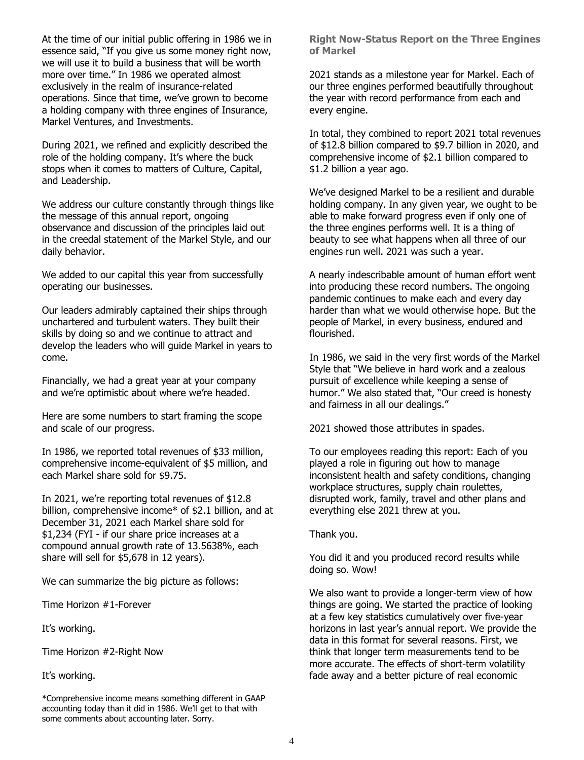At the time of our initial public offering in 1986 we in essence said, "If you give us some money right now, we will use it to build a business that will be worth more over time." In 1986 we operated almost exclusively in the realm of insurance-related operations. Since that time, we've grown to become a holding company with three engines of Insurance, Markel Ventures, and Investments.

During 2021, we refined and explicitly described the role of the holding company. It's where the buck stops when it comes to matters of Culture, Capital, and Leadership.

We address our culture constantly through things like the message of this annual report, ongoing observance and discussion of the principles laid out in the creedal statement of the Markel Style, and our daily behavior.

We added to our capital this year from successfully operating our businesses.

Our leaders admirably captained their ships through unchartered and turbulent waters. They built their skills by doing so and we continue to attract and develop the leaders who will guide Markel in years to come.

Financially, we had a great year at your company and we're optimistic about where we're headed.

Here are some numbers to start framing the scope and scale of our progress.

In 1986, we reported total revenues of $33 million, comprehensive income-equivalent of $5 million, and each Markel share sold for $9.75.

In 2021, we're reporting total revenues of $12.8 billion, comprehensive income* of $2.1 billion, and at December 31, 2021 each Markel share sold for $1,234 (FYI - if our share price increases at a compound annual growth rate of 13.5638%, each share will sell for $5,678 in 12 years).

We can summarize the big picture as follows:

Time Horizon #1-Forever

It's working.

Time Horizon #2-Right Now

It's working.

*Comprehensive income means something different in GAAP accounting today than it did in 1986. We'll get to that with some comments about accounting later. Sorry.

**Right Now-Status Report on the Three Engines of Markel**

2021 stands as a milestone year for Markel. Each of our three engines performed beautifully throughout the year with record performance from each and every engine.

In total, they combined to report 2021 total revenues of $12.8 billion compared to $9.7 billion in 2020, and comprehensive income of $2.1 billion compared to $1.2 billion a year ago.

We've designed Markel to be a resilient and durable holding company. In any given year, we ought to be able to make forward progress even if only one of the three engines performs well. It is a thing of beauty to see what happens when all three of our engines run well. 2021 was such a year.

A nearly indescribable amount of human effort went into producing these record numbers. The ongoing pandemic continues to make each and every day harder than what we would otherwise hope. But the people of Markel, in every business, endured and flourished.

In 1986, we said in the very first words of the Markel Style that "We believe in hard work and a zealous pursuit of excellence while keeping a sense of humor." We also stated that, "Our creed is honesty and fairness in all our dealings."

2021 showed those attributes in spades.

To our employees reading this report: Each of you played a role in figuring out how to manage inconsistent health and safety conditions, changing workplace structures, supply chain roulettes, disrupted work, family, travel and other plans and everything else 2021 threw at you.

Thank you.

You did it and you produced record results while doing so. Wow!

We also want to provide a longer-term view of how things are going. We started the practice of looking at a few key statistics cumulatively over five-year horizons in last year's annual report. We provide the data in this format for several reasons. First, we think that longer term measurements tend to be more accurate. The effects of short-term volatility fade away and a better picture of real economic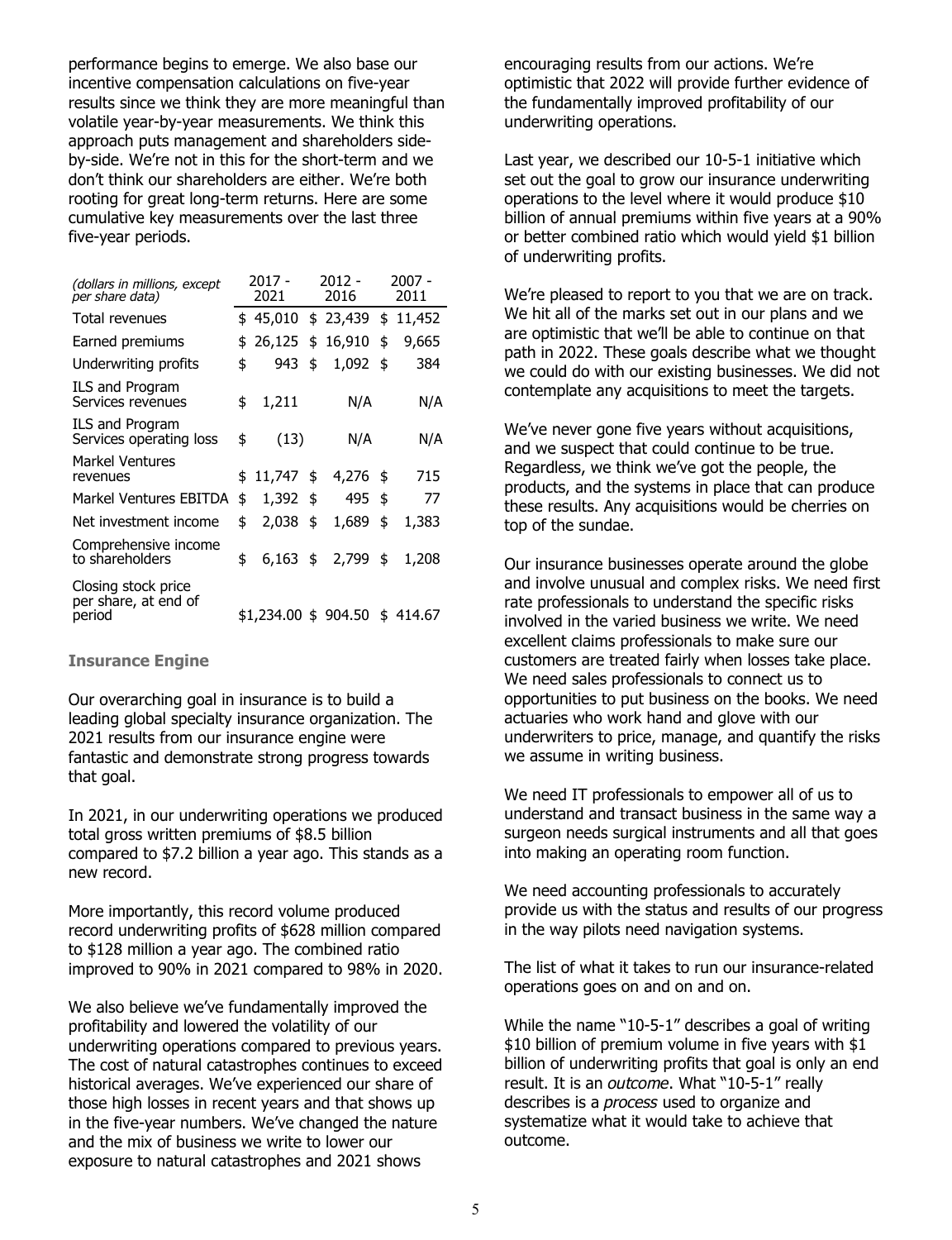performance begins to emerge. We also base our incentive compensation calculations on five-year results since we think they are more meaningful than volatile year-by-year measurements. We think this approach puts management and shareholders side-by-side. We're not in this for the short-term and we don't think our shareholders are either. We're both rooting for great long-term returns. Here are some cumulative key measurements over the last three five-year periods.

| *(dollars in millions, except per share data)* | 2017 - 2021 | 2012 - 2016 | 2007 - 2011 |
|---|---|---|---|
| Total revenues | $ 45,010 | $ 23,439 | $ 11,452 |
| Earned premiums | $ 26,125 | $ 16,910 | $ 9,665 |
| Underwriting profits | $ 943 | $ 1,092 | $ 384 |
| ILS and Program Services revenues | $ 1,211 | N/A | N/A |
| ILS and Program Services operating loss | $ (13) | N/A | N/A |
| Markel Ventures revenues | $ 11,747 | $ 4,276 | $ 715 |
| Markel Ventures EBITDA | $ 1,392 | $ 495 | $ 77 |
| Net investment income | $ 2,038 | $ 1,689 | $ 1,383 |
| Comprehensive income to shareholders | $ 6,163 | $ 2,799 | $ 1,208 |
| Closing stock price per share, at end of period | $1,234.00 | $ 904.50 | $ 414.67 |

### Insurance Engine

Our overarching goal in insurance is to build a leading global specialty insurance organization. The 2021 results from our insurance engine were fantastic and demonstrate strong progress towards that goal.

In 2021, in our underwriting operations we produced total gross written premiums of $8.5 billion compared to $7.2 billion a year ago. This stands as a new record.

More importantly, this record volume produced record underwriting profits of $628 million compared to $128 million a year ago. The combined ratio improved to 90% in 2021 compared to 98% in 2020.

We also believe we've fundamentally improved the profitability and lowered the volatility of our underwriting operations compared to previous years. The cost of natural catastrophes continues to exceed historical averages. We've experienced our share of those high losses in recent years and that shows up in the five-year numbers. We've changed the nature and the mix of business we write to lower our exposure to natural catastrophes and 2021 shows encouraging results from our actions. We're optimistic that 2022 will provide further evidence of the fundamentally improved profitability of our underwriting operations.

Last year, we described our 10-5-1 initiative which set out the goal to grow our insurance underwriting operations to the level where it would produce $10 billion of annual premiums within five years at a 90% or better combined ratio which would yield $1 billion of underwriting profits.

We're pleased to report to you that we are on track. We hit all of the marks set out in our plans and we are optimistic that we'll be able to continue on that path in 2022. These goals describe what we thought we could do with our existing businesses. We did not contemplate any acquisitions to meet the targets.

We've never gone five years without acquisitions, and we suspect that could continue to be true. Regardless, we think we've got the people, the products, and the systems in place that can produce these results. Any acquisitions would be cherries on top of the sundae.

Our insurance businesses operate around the globe and involve unusual and complex risks. We need first rate professionals to understand the specific risks involved in the varied business we write. We need excellent claims professionals to make sure our customers are treated fairly when losses take place. We need sales professionals to connect us to opportunities to put business on the books. We need actuaries who work hand and glove with our underwriters to price, manage, and quantify the risks we assume in writing business.

We need IT professionals to empower all of us to understand and transact business in the same way a surgeon needs surgical instruments and all that goes into making an operating room function.

We need accounting professionals to accurately provide us with the status and results of our progress in the way pilots need navigation systems.

The list of what it takes to run our insurance-related operations goes on and on and on.

While the name "10-5-1" describes a goal of writing $10 billion of premium volume in five years with $1 billion of underwriting profits that goal is only an end result. It is an *outcome*. What "10-5-1" really describes is a *process* used to organize and systematize what it would take to achieve that outcome.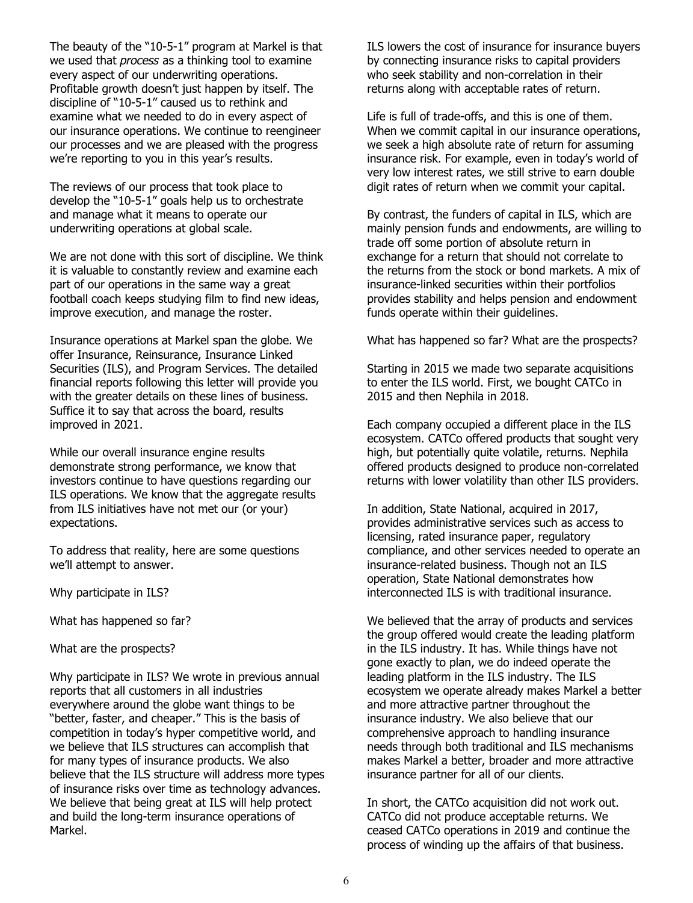The beauty of the "10-5-1" program at Markel is that we used that *process* as a thinking tool to examine every aspect of our underwriting operations. Profitable growth doesn't just happen by itself. The discipline of "10-5-1" caused us to rethink and examine what we needed to do in every aspect of our insurance operations. We continue to reengineer our processes and we are pleased with the progress we're reporting to you in this year's results.

The reviews of our process that took place to develop the "10-5-1" goals help us to orchestrate and manage what it means to operate our underwriting operations at global scale.

We are not done with this sort of discipline. We think it is valuable to constantly review and examine each part of our operations in the same way a great football coach keeps studying film to find new ideas, improve execution, and manage the roster.

Insurance operations at Markel span the globe. We offer Insurance, Reinsurance, Insurance Linked Securities (ILS), and Program Services. The detailed financial reports following this letter will provide you with the greater details on these lines of business. Suffice it to say that across the board, results improved in 2021.

While our overall insurance engine results demonstrate strong performance, we know that investors continue to have questions regarding our ILS operations. We know that the aggregate results from ILS initiatives have not met our (or your) expectations.

To address that reality, here are some questions we'll attempt to answer.

Why participate in ILS?

What has happened so far?

What are the prospects?

Why participate in ILS? We wrote in previous annual reports that all customers in all industries everywhere around the globe want things to be "better, faster, and cheaper." This is the basis of competition in today's hyper competitive world, and we believe that ILS structures can accomplish that for many types of insurance products. We also believe that the ILS structure will address more types of insurance risks over time as technology advances. We believe that being great at ILS will help protect and build the long-term insurance operations of Markel.

ILS lowers the cost of insurance for insurance buyers by connecting insurance risks to capital providers who seek stability and non-correlation in their returns along with acceptable rates of return.

Life is full of trade-offs, and this is one of them. When we commit capital in our insurance operations, we seek a high absolute rate of return for assuming insurance risk. For example, even in today's world of very low interest rates, we still strive to earn double digit rates of return when we commit your capital.

By contrast, the funders of capital in ILS, which are mainly pension funds and endowments, are willing to trade off some portion of absolute return in exchange for a return that should not correlate to the returns from the stock or bond markets. A mix of insurance-linked securities within their portfolios provides stability and helps pension and endowment funds operate within their guidelines.

What has happened so far? What are the prospects?

Starting in 2015 we made two separate acquisitions to enter the ILS world. First, we bought CATCo in 2015 and then Nephila in 2018.

Each company occupied a different place in the ILS ecosystem. CATCo offered products that sought very high, but potentially quite volatile, returns. Nephila offered products designed to produce non-correlated returns with lower volatility than other ILS providers.

In addition, State National, acquired in 2017, provides administrative services such as access to licensing, rated insurance paper, regulatory compliance, and other services needed to operate an insurance-related business. Though not an ILS operation, State National demonstrates how interconnected ILS is with traditional insurance.

We believed that the array of products and services the group offered would create the leading platform in the ILS industry. It has. While things have not gone exactly to plan, we do indeed operate the leading platform in the ILS industry. The ILS ecosystem we operate already makes Markel a better and more attractive partner throughout the insurance industry. We also believe that our comprehensive approach to handling insurance needs through both traditional and ILS mechanisms makes Markel a better, broader and more attractive insurance partner for all of our clients.

In short, the CATCo acquisition did not work out. CATCo did not produce acceptable returns. We ceased CATCo operations in 2019 and continue the process of winding up the affairs of that business.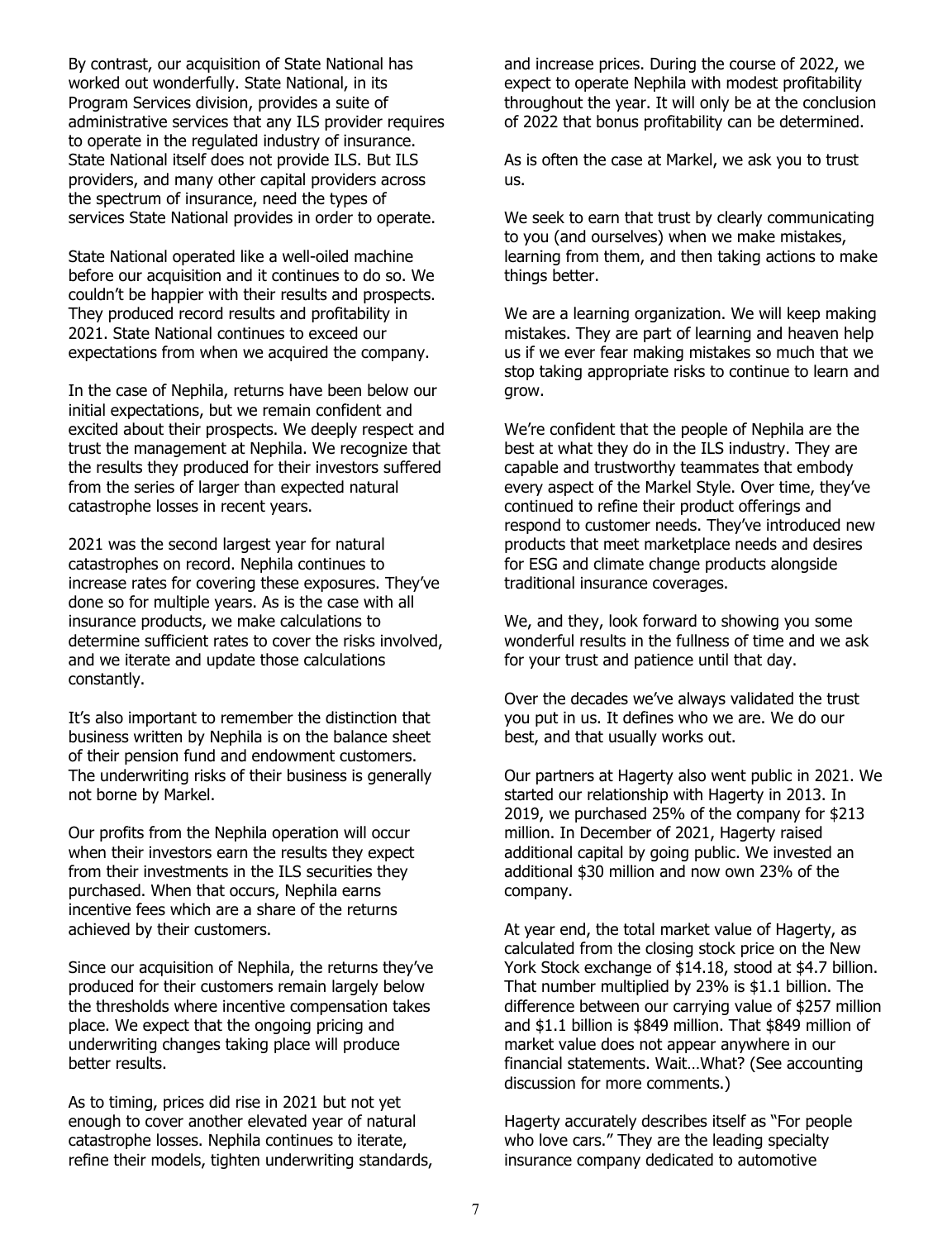By contrast, our acquisition of State National has worked out wonderfully. State National, in its Program Services division, provides a suite of administrative services that any ILS provider requires to operate in the regulated industry of insurance. State National itself does not provide ILS. But ILS providers, and many other capital providers across the spectrum of insurance, need the types of services State National provides in order to operate.

State National operated like a well-oiled machine before our acquisition and it continues to do so. We couldn't be happier with their results and prospects. They produced record results and profitability in 2021. State National continues to exceed our expectations from when we acquired the company.

In the case of Nephila, returns have been below our initial expectations, but we remain confident and excited about their prospects. We deeply respect and trust the management at Nephila. We recognize that the results they produced for their investors suffered from the series of larger than expected natural catastrophe losses in recent years.

2021 was the second largest year for natural catastrophes on record. Nephila continues to increase rates for covering these exposures. They've done so for multiple years. As is the case with all insurance products, we make calculations to determine sufficient rates to cover the risks involved, and we iterate and update those calculations constantly.

It's also important to remember the distinction that business written by Nephila is on the balance sheet of their pension fund and endowment customers. The underwriting risks of their business is generally not borne by Markel.

Our profits from the Nephila operation will occur when their investors earn the results they expect from their investments in the ILS securities they purchased. When that occurs, Nephila earns incentive fees which are a share of the returns achieved by their customers.

Since our acquisition of Nephila, the returns they've produced for their customers remain largely below the thresholds where incentive compensation takes place. We expect that the ongoing pricing and underwriting changes taking place will produce better results.

As to timing, prices did rise in 2021 but not yet enough to cover another elevated year of natural catastrophe losses. Nephila continues to iterate, refine their models, tighten underwriting standards, and increase prices. During the course of 2022, we expect to operate Nephila with modest profitability throughout the year. It will only be at the conclusion of 2022 that bonus profitability can be determined.

As is often the case at Markel, we ask you to trust us.

We seek to earn that trust by clearly communicating to you (and ourselves) when we make mistakes, learning from them, and then taking actions to make things better.

We are a learning organization. We will keep making mistakes. They are part of learning and heaven help us if we ever fear making mistakes so much that we stop taking appropriate risks to continue to learn and grow.

We're confident that the people of Nephila are the best at what they do in the ILS industry. They are capable and trustworthy teammates that embody every aspect of the Markel Style. Over time, they've continued to refine their product offerings and respond to customer needs. They've introduced new products that meet marketplace needs and desires for ESG and climate change products alongside traditional insurance coverages.

We, and they, look forward to showing you some wonderful results in the fullness of time and we ask for your trust and patience until that day.

Over the decades we've always validated the trust you put in us. It defines who we are. We do our best, and that usually works out.

Our partners at Hagerty also went public in 2021. We started our relationship with Hagerty in 2013. In 2019, we purchased 25% of the company for $213 million. In December of 2021, Hagerty raised additional capital by going public. We invested an additional $30 million and now own 23% of the company.

At year end, the total market value of Hagerty, as calculated from the closing stock price on the New York Stock exchange of $14.18, stood at $4.7 billion. That number multiplied by 23% is $1.1 billion. The difference between our carrying value of $257 million and $1.1 billion is $849 million. That $849 million of market value does not appear anywhere in our financial statements. Wait…What? (See accounting discussion for more comments.)

Hagerty accurately describes itself as "For people who love cars." They are the leading specialty insurance company dedicated to automotive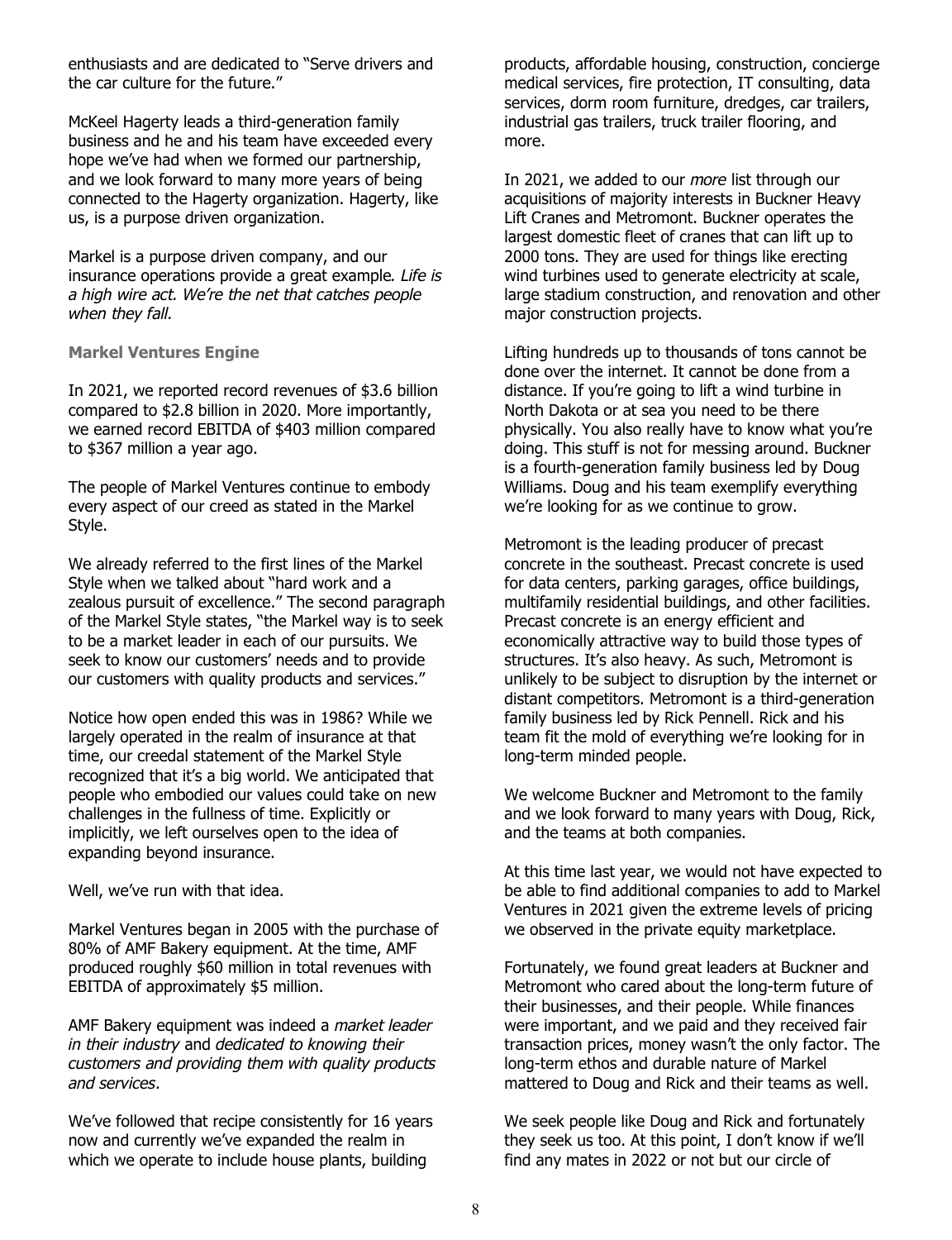enthusiasts and are dedicated to "Serve drivers and the car culture for the future."

McKeel Hagerty leads a third-generation family business and he and his team have exceeded every hope we've had when we formed our partnership, and we look forward to many more years of being connected to the Hagerty organization. Hagerty, like us, is a purpose driven organization.

Markel is a purpose driven company, and our insurance operations provide a great example. *Life is a high wire act. We're the net that catches people when they fall.*

**Markel Ventures Engine**

In 2021, we reported record revenues of $3.6 billion compared to $2.8 billion in 2020. More importantly, we earned record EBITDA of $403 million compared to $367 million a year ago.

The people of Markel Ventures continue to embody every aspect of our creed as stated in the Markel Style.

We already referred to the first lines of the Markel Style when we talked about "hard work and a zealous pursuit of excellence." The second paragraph of the Markel Style states, "the Markel way is to seek to be a market leader in each of our pursuits. We seek to know our customers' needs and to provide our customers with quality products and services."

Notice how open ended this was in 1986? While we largely operated in the realm of insurance at that time, our creedal statement of the Markel Style recognized that it's a big world. We anticipated that people who embodied our values could take on new challenges in the fullness of time. Explicitly or implicitly, we left ourselves open to the idea of expanding beyond insurance.

Well, we've run with that idea.

Markel Ventures began in 2005 with the purchase of 80% of AMF Bakery equipment. At the time, AMF produced roughly $60 million in total revenues with EBITDA of approximately $5 million.

AMF Bakery equipment was indeed a *market leader in their industry* and *dedicated to knowing their customers and providing them with quality products and services*.

We've followed that recipe consistently for 16 years now and currently we've expanded the realm in which we operate to include house plants, building products, affordable housing, construction, concierge medical services, fire protection, IT consulting, data services, dorm room furniture, dredges, car trailers, industrial gas trailers, truck trailer flooring, and more.

In 2021, we added to our *more* list through our acquisitions of majority interests in Buckner Heavy Lift Cranes and Metromont. Buckner operates the largest domestic fleet of cranes that can lift up to 2000 tons. They are used for things like erecting wind turbines used to generate electricity at scale, large stadium construction, and renovation and other major construction projects.

Lifting hundreds up to thousands of tons cannot be done over the internet. It cannot be done from a distance. If you're going to lift a wind turbine in North Dakota or at sea you need to be there physically. You also really have to know what you're doing. This stuff is not for messing around. Buckner is a fourth-generation family business led by Doug Williams. Doug and his team exemplify everything we're looking for as we continue to grow.

Metromont is the leading producer of precast concrete in the southeast. Precast concrete is used for data centers, parking garages, office buildings, multifamily residential buildings, and other facilities. Precast concrete is an energy efficient and economically attractive way to build those types of structures. It's also heavy. As such, Metromont is unlikely to be subject to disruption by the internet or distant competitors. Metromont is a third-generation family business led by Rick Pennell. Rick and his team fit the mold of everything we're looking for in long-term minded people.

We welcome Buckner and Metromont to the family and we look forward to many years with Doug, Rick, and the teams at both companies.

At this time last year, we would not have expected to be able to find additional companies to add to Markel Ventures in 2021 given the extreme levels of pricing we observed in the private equity marketplace.

Fortunately, we found great leaders at Buckner and Metromont who cared about the long-term future of their businesses, and their people. While finances were important, and we paid and they received fair transaction prices, money wasn't the only factor. The long-term ethos and durable nature of Markel mattered to Doug and Rick and their teams as well.

We seek people like Doug and Rick and fortunately they seek us too. At this point, I don't know if we'll find any mates in 2022 or not but our circle of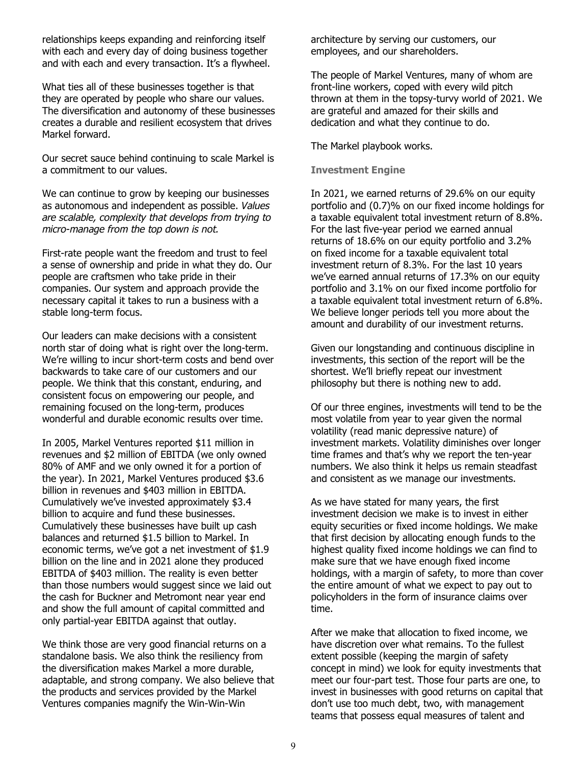relationships keeps expanding and reinforcing itself with each and every day of doing business together and with each and every transaction. It's a flywheel.

What ties all of these businesses together is that they are operated by people who share our values. The diversification and autonomy of these businesses creates a durable and resilient ecosystem that drives Markel forward.

Our secret sauce behind continuing to scale Markel is a commitment to our values.

We can continue to grow by keeping our businesses as autonomous and independent as possible. *Values are scalable, complexity that develops from trying to micro-manage from the top down is not.*

First-rate people want the freedom and trust to feel a sense of ownership and pride in what they do. Our people are craftsmen who take pride in their companies. Our system and approach provide the necessary capital it takes to run a business with a stable long-term focus.

Our leaders can make decisions with a consistent north star of doing what is right over the long-term. We're willing to incur short-term costs and bend over backwards to take care of our customers and our people. We think that this constant, enduring, and consistent focus on empowering our people, and remaining focused on the long-term, produces wonderful and durable economic results over time.

In 2005, Markel Ventures reported $11 million in revenues and $2 million of EBITDA (we only owned 80% of AMF and we only owned it for a portion of the year). In 2021, Markel Ventures produced $3.6 billion in revenues and $403 million in EBITDA. Cumulatively we've invested approximately $3.4 billion to acquire and fund these businesses. Cumulatively these businesses have built up cash balances and returned $1.5 billion to Markel. In economic terms, we've got a net investment of $1.9 billion on the line and in 2021 alone they produced EBITDA of $403 million. The reality is even better than those numbers would suggest since we laid out the cash for Buckner and Metromont near year end and show the full amount of capital committed and only partial-year EBITDA against that outlay.

We think those are very good financial returns on a standalone basis. We also think the resiliency from the diversification makes Markel a more durable, adaptable, and strong company. We also believe that the products and services provided by the Markel Ventures companies magnify the Win-Win-Win architecture by serving our customers, our employees, and our shareholders.

The people of Markel Ventures, many of whom are front-line workers, coped with every wild pitch thrown at them in the topsy-turvy world of 2021. We are grateful and amazed for their skills and dedication and what they continue to do.

The Markel playbook works.

### Investment Engine

In 2021, we earned returns of 29.6% on our equity portfolio and (0.7)% on our fixed income holdings for a taxable equivalent total investment return of 8.8%. For the last five-year period we earned annual returns of 18.6% on our equity portfolio and 3.2% on fixed income for a taxable equivalent total investment return of 8.3%. For the last 10 years we've earned annual returns of 17.3% on our equity portfolio and 3.1% on our fixed income portfolio for a taxable equivalent total investment return of 6.8%. We believe longer periods tell you more about the amount and durability of our investment returns.

Given our longstanding and continuous discipline in investments, this section of the report will be the shortest. We'll briefly repeat our investment philosophy but there is nothing new to add.

Of our three engines, investments will tend to be the most volatile from year to year given the normal volatility (read manic depressive nature) of investment markets. Volatility diminishes over longer time frames and that's why we report the ten-year numbers. We also think it helps us remain steadfast and consistent as we manage our investments.

As we have stated for many years, the first investment decision we make is to invest in either equity securities or fixed income holdings. We make that first decision by allocating enough funds to the highest quality fixed income holdings we can find to make sure that we have enough fixed income holdings, with a margin of safety, to more than cover the entire amount of what we expect to pay out to policyholders in the form of insurance claims over time.

After we make that allocation to fixed income, we have discretion over what remains. To the fullest extent possible (keeping the margin of safety concept in mind) we look for equity investments that meet our four-part test. Those four parts are one, to invest in businesses with good returns on capital that don't use too much debt, two, with management teams that possess equal measures of talent and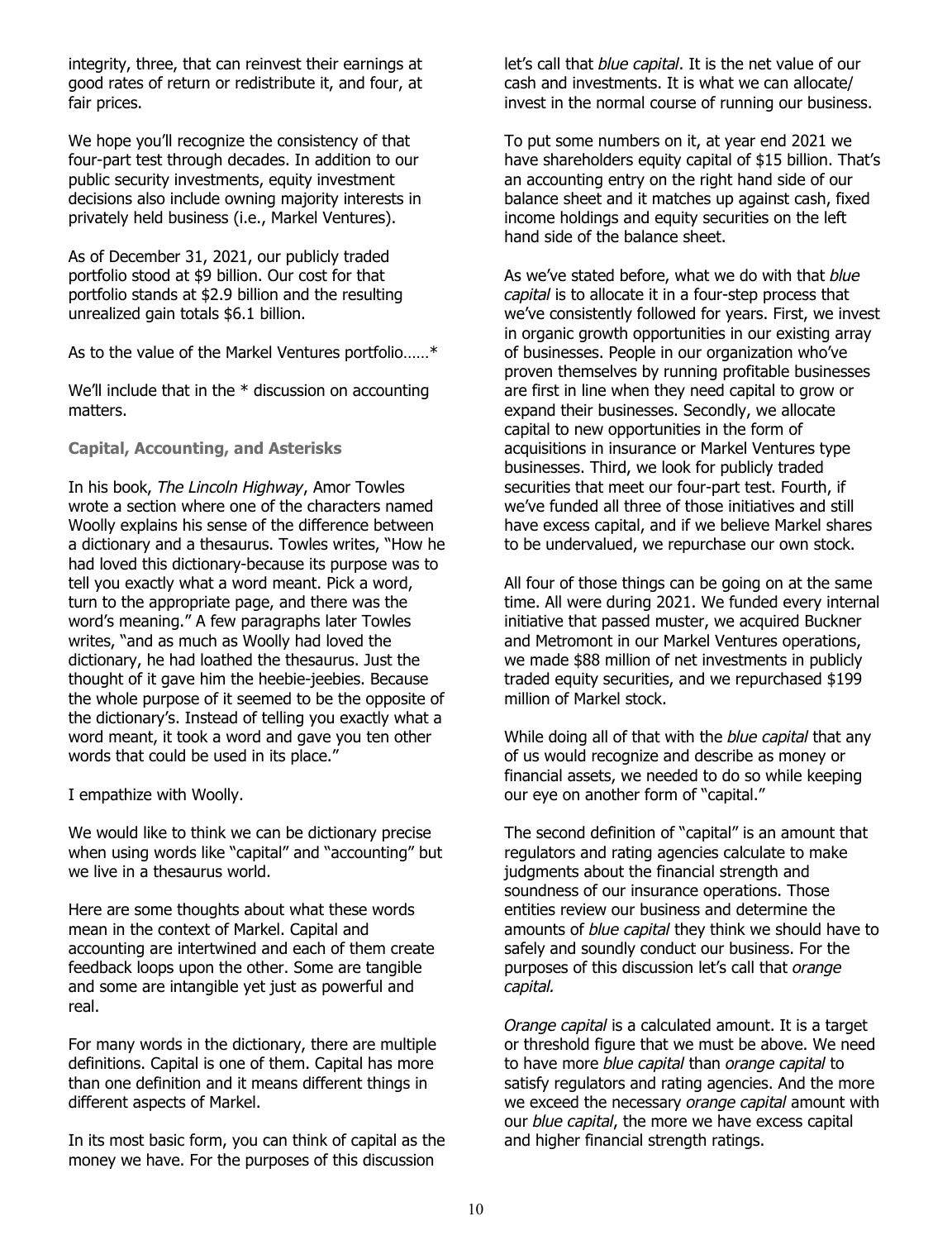integrity, three, that can reinvest their earnings at good rates of return or redistribute it, and four, at fair prices.

We hope you'll recognize the consistency of that four-part test through decades. In addition to our public security investments, equity investment decisions also include owning majority interests in privately held business (i.e., Markel Ventures).

As of December 31, 2021, our publicly traded portfolio stood at $9 billion. Our cost for that portfolio stands at $2.9 billion and the resulting unrealized gain totals $6.1 billion.

As to the value of the Markel Ventures portfolio……*

We'll include that in the * discussion on accounting matters.

### Capital, Accounting, and Asterisks

In his book, *The Lincoln Highway*, Amor Towles wrote a section where one of the characters named Woolly explains his sense of the difference between a dictionary and a thesaurus. Towles writes, "How he had loved this dictionary-because its purpose was to tell you exactly what a word meant. Pick a word, turn to the appropriate page, and there was the word's meaning." A few paragraphs later Towles writes, "and as much as Woolly had loved the dictionary, he had loathed the thesaurus. Just the thought of it gave him the heebie-jeebies. Because the whole purpose of it seemed to be the opposite of the dictionary's. Instead of telling you exactly what a word meant, it took a word and gave you ten other words that could be used in its place."

I empathize with Woolly.

We would like to think we can be dictionary precise when using words like "capital" and "accounting" but we live in a thesaurus world.

Here are some thoughts about what these words mean in the context of Markel. Capital and accounting are intertwined and each of them create feedback loops upon the other. Some are tangible and some are intangible yet just as powerful and real.

For many words in the dictionary, there are multiple definitions. Capital is one of them. Capital has more than one definition and it means different things in different aspects of Markel.

In its most basic form, you can think of capital as the money we have. For the purposes of this discussion let's call that *blue capital*. It is the net value of our cash and investments. It is what we can allocate/ invest in the normal course of running our business.

To put some numbers on it, at year end 2021 we have shareholders equity capital of $15 billion. That's an accounting entry on the right hand side of our balance sheet and it matches up against cash, fixed income holdings and equity securities on the left hand side of the balance sheet.

As we've stated before, what we do with that *blue capital* is to allocate it in a four-step process that we've consistently followed for years. First, we invest in organic growth opportunities in our existing array of businesses. People in our organization who've proven themselves by running profitable businesses are first in line when they need capital to grow or expand their businesses. Secondly, we allocate capital to new opportunities in the form of acquisitions in insurance or Markel Ventures type businesses. Third, we look for publicly traded securities that meet our four-part test. Fourth, if we've funded all three of those initiatives and still have excess capital, and if we believe Markel shares to be undervalued, we repurchase our own stock.

All four of those things can be going on at the same time. All were during 2021. We funded every internal initiative that passed muster, we acquired Buckner and Metromont in our Markel Ventures operations, we made $88 million of net investments in publicly traded equity securities, and we repurchased $199 million of Markel stock.

While doing all of that with the *blue capital* that any of us would recognize and describe as money or financial assets, we needed to do so while keeping our eye on another form of "capital."

The second definition of "capital" is an amount that regulators and rating agencies calculate to make judgments about the financial strength and soundness of our insurance operations. Those entities review our business and determine the amounts of *blue capital* they think we should have to safely and soundly conduct our business. For the purposes of this discussion let's call that *orange capital.*

*Orange capital* is a calculated amount. It is a target or threshold figure that we must be above. We need to have more *blue capital* than *orange capital* to satisfy regulators and rating agencies. And the more we exceed the necessary *orange capital* amount with our *blue capital*, the more we have excess capital and higher financial strength ratings.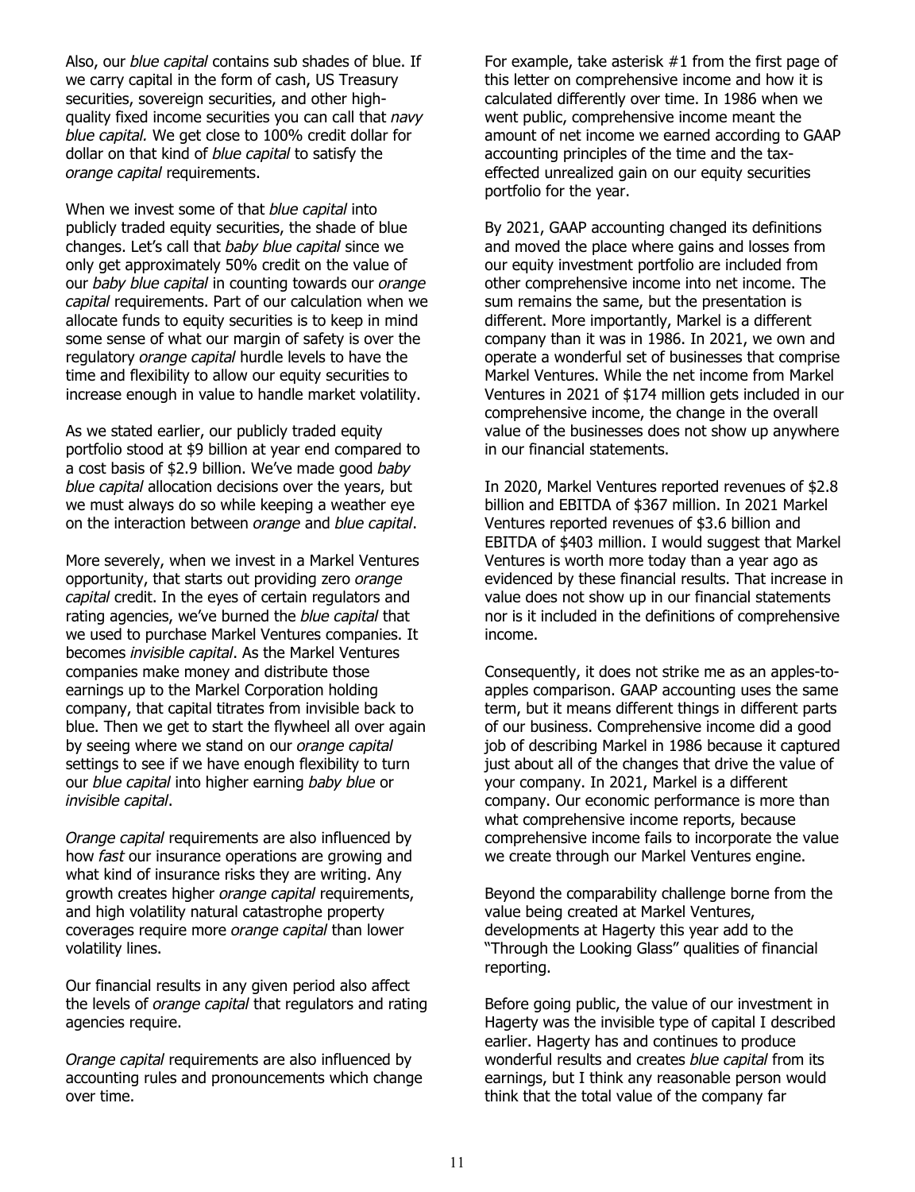Also, our *blue capital* contains sub shades of blue. If we carry capital in the form of cash, US Treasury securities, sovereign securities, and other high-quality fixed income securities you can call that *navy blue capital.* We get close to 100% credit dollar for dollar on that kind of *blue capital* to satisfy the *orange capital* requirements.

When we invest some of that *blue capital* into publicly traded equity securities, the shade of blue changes. Let's call that *baby blue capital* since we only get approximately 50% credit on the value of our *baby blue capital* in counting towards our *orange capital* requirements. Part of our calculation when we allocate funds to equity securities is to keep in mind some sense of what our margin of safety is over the regulatory *orange capital* hurdle levels to have the time and flexibility to allow our equity securities to increase enough in value to handle market volatility.

As we stated earlier, our publicly traded equity portfolio stood at $9 billion at year end compared to a cost basis of $2.9 billion. We've made good *baby blue capital* allocation decisions over the years, but we must always do so while keeping a weather eye on the interaction between *orange* and *blue capital*.

More severely, when we invest in a Markel Ventures opportunity, that starts out providing zero *orange capital* credit. In the eyes of certain regulators and rating agencies, we've burned the *blue capital* that we used to purchase Markel Ventures companies. It becomes *invisible capital*. As the Markel Ventures companies make money and distribute those earnings up to the Markel Corporation holding company, that capital titrates from invisible back to blue. Then we get to start the flywheel all over again by seeing where we stand on our *orange capital* settings to see if we have enough flexibility to turn our *blue capital* into higher earning *baby blue* or *invisible capital*.

*Orange capital* requirements are also influenced by how *fast* our insurance operations are growing and what kind of insurance risks they are writing. Any growth creates higher *orange capital* requirements, and high volatility natural catastrophe property coverages require more *orange capital* than lower volatility lines.

Our financial results in any given period also affect the levels of *orange capital* that regulators and rating agencies require.

*Orange capital* requirements are also influenced by accounting rules and pronouncements which change over time.

For example, take asterisk #1 from the first page of this letter on comprehensive income and how it is calculated differently over time. In 1986 when we went public, comprehensive income meant the amount of net income we earned according to GAAP accounting principles of the time and the tax-effected unrealized gain on our equity securities portfolio for the year.

By 2021, GAAP accounting changed its definitions and moved the place where gains and losses from our equity investment portfolio are included from other comprehensive income into net income. The sum remains the same, but the presentation is different. More importantly, Markel is a different company than it was in 1986. In 2021, we own and operate a wonderful set of businesses that comprise Markel Ventures. While the net income from Markel Ventures in 2021 of $174 million gets included in our comprehensive income, the change in the overall value of the businesses does not show up anywhere in our financial statements.

In 2020, Markel Ventures reported revenues of $2.8 billion and EBITDA of $367 million. In 2021 Markel Ventures reported revenues of $3.6 billion and EBITDA of $403 million. I would suggest that Markel Ventures is worth more today than a year ago as evidenced by these financial results. That increase in value does not show up in our financial statements nor is it included in the definitions of comprehensive income.

Consequently, it does not strike me as an apples-to-apples comparison. GAAP accounting uses the same term, but it means different things in different parts of our business. Comprehensive income did a good job of describing Markel in 1986 because it captured just about all of the changes that drive the value of your company. In 2021, Markel is a different company. Our economic performance is more than what comprehensive income reports, because comprehensive income fails to incorporate the value we create through our Markel Ventures engine.

Beyond the comparability challenge borne from the value being created at Markel Ventures, developments at Hagerty this year add to the "Through the Looking Glass" qualities of financial reporting.

Before going public, the value of our investment in Hagerty was the invisible type of capital I described earlier. Hagerty has and continues to produce wonderful results and creates *blue capital* from its earnings, but I think any reasonable person would think that the total value of the company far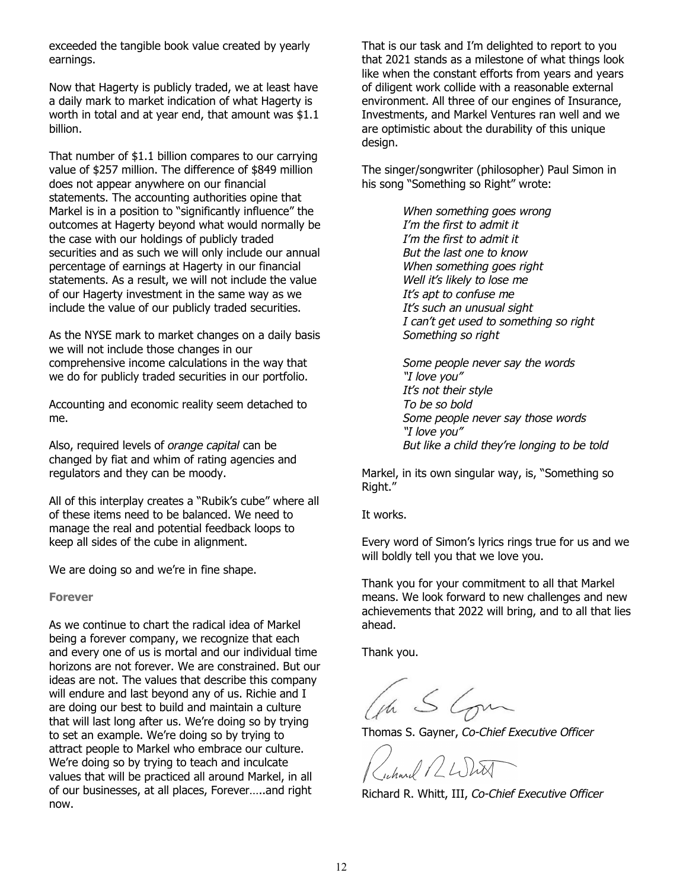exceeded the tangible book value created by yearly earnings.

Now that Hagerty is publicly traded, we at least have a daily mark to market indication of what Hagerty is worth in total and at year end, that amount was $1.1 billion.

That number of $1.1 billion compares to our carrying value of $257 million. The difference of $849 million does not appear anywhere on our financial statements. The accounting authorities opine that Markel is in a position to "significantly influence" the outcomes at Hagerty beyond what would normally be the case with our holdings of publicly traded securities and as such we will only include our annual percentage of earnings at Hagerty in our financial statements. As a result, we will not include the value of our Hagerty investment in the same way as we include the value of our publicly traded securities.

As the NYSE mark to market changes on a daily basis we will not include those changes in our comprehensive income calculations in the way that we do for publicly traded securities in our portfolio.

Accounting and economic reality seem detached to me.

Also, required levels of *orange capital* can be changed by fiat and whim of rating agencies and regulators and they can be moody.

All of this interplay creates a "Rubik's cube" where all of these items need to be balanced. We need to manage the real and potential feedback loops to keep all sides of the cube in alignment.

We are doing so and we're in fine shape.

**Forever**

As we continue to chart the radical idea of Markel being a forever company, we recognize that each and every one of us is mortal and our individual time horizons are not forever. We are constrained. But our ideas are not. The values that describe this company will endure and last beyond any of us. Richie and I are doing our best to build and maintain a culture that will last long after us. We're doing so by trying to set an example. We're doing so by trying to attract people to Markel who embrace our culture. We're doing so by trying to teach and inculcate values that will be practiced all around Markel, in all of our businesses, at all places, Forever…..and right now.

That is our task and I'm delighted to report to you that 2021 stands as a milestone of what things look like when the constant efforts from years and years of diligent work collide with a reasonable external environment. All three of our engines of Insurance, Investments, and Markel Ventures ran well and we are optimistic about the durability of this unique design.

The singer/songwriter (philosopher) Paul Simon in his song "Something so Right" wrote:

> *When something goes wrong*
> *I'm the first to admit it*
> *I'm the first to admit it*
> *But the last one to know*
> *When something goes right*
> *Well it's likely to lose me*
> *It's apt to confuse me*
> *It's such an unusual sight*
> *I can't get used to something so right*
> *Something so right*
>
> *Some people never say the words*
> *"I love you"*
> *It's not their style*
> *To be so bold*
> *Some people never say those words*
> *"I love you"*
> *But like a child they're longing to be told*

Markel, in its own singular way, is, "Something so Right."

It works.

Every word of Simon's lyrics rings true for us and we will boldly tell you that we love you.

Thank you for your commitment to all that Markel means. We look forward to new challenges and new achievements that 2022 will bring, and to all that lies ahead.

Thank you.

Thomas S. Gayner, *Co-Chief Executive Officer*

Richard R. Whitt, III, *Co-Chief Executive Officer*